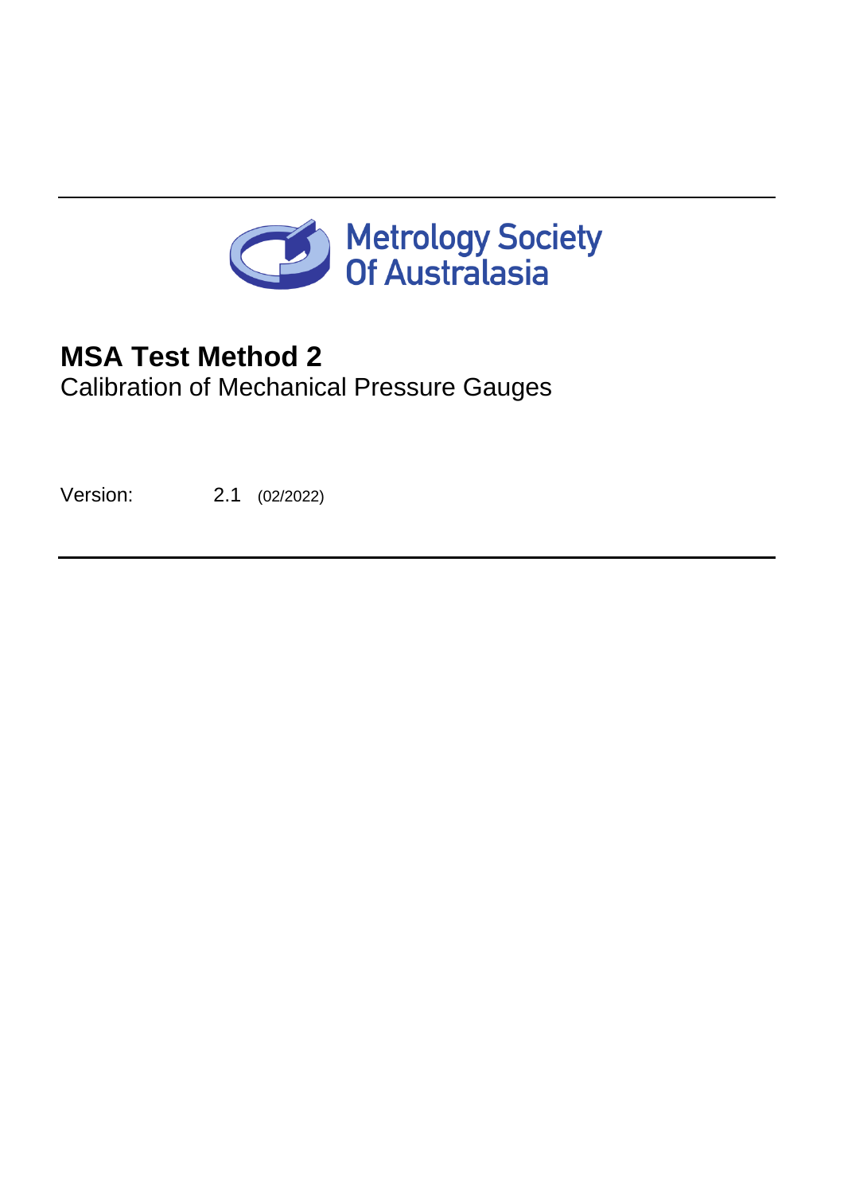Metrology Society Of Australasia

# MSA Test Method 2

Calibration of Mechanical Pressure Gauges

Version: 2.1 (02/2022)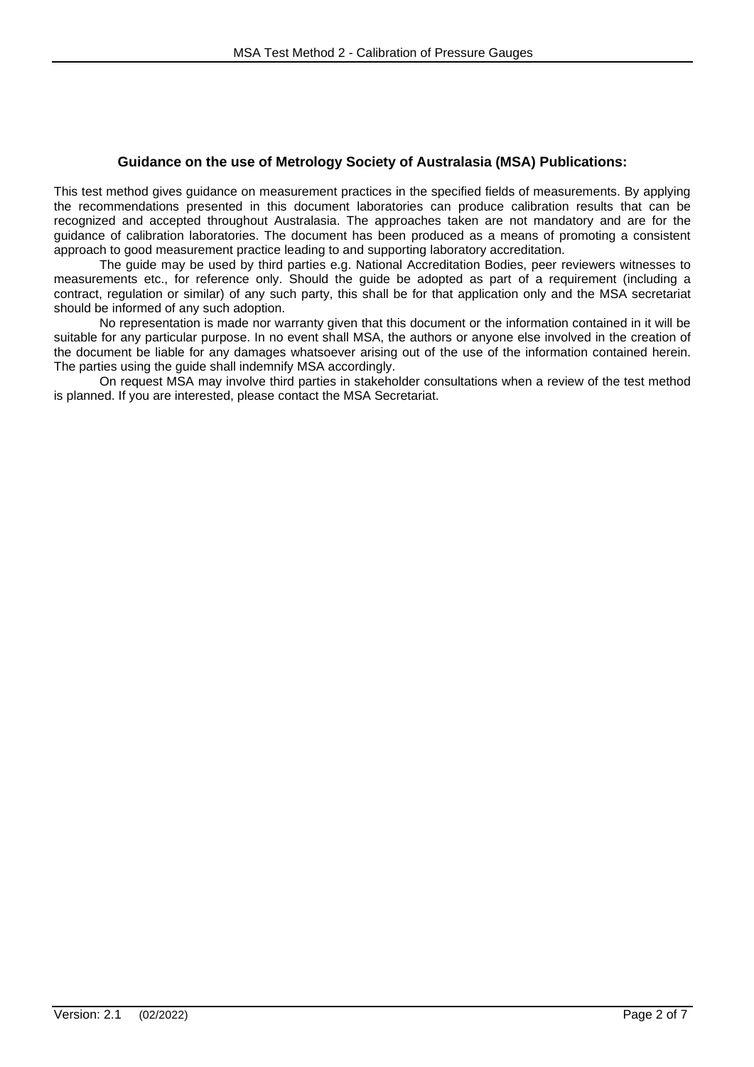### Guidance on the use of Metrology Society of Australasia (MSA) Publications:

This test method gives guidance on measurement practices in the specified fields of measurements. By applying the recommendations presented in this document laboratories can produce calibration results that can be recognized and accepted throughout Australasia. The approaches taken are not mandatory and are for the guidance of calibration laboratories. The document has been produced as a means of promoting a consistent approach to good measurement practice leading to and supporting laboratory accreditation.

The guide may be used by third parties e.g. National Accreditation Bodies, peer reviewers witnesses to measurements etc., for reference only. Should the guide be adopted as part of a requirement (including a contract, regulation or similar) of any such party, this shall be for that application only and the MSA secretariat should be informed of any such adoption.

No representation is made nor warranty given that this document or the information contained in it will be suitable for any particular purpose. In no event shall MSA, the authors or anyone else involved in the creation of the document be liable for any damages whatsoever arising out of the use of the information contained herein. The parties using the guide shall indemnify MSA accordingly.

On request MSA may involve third parties in stakeholder consultations when a review of the test method is planned. If you are interested, please contact the MSA Secretariat.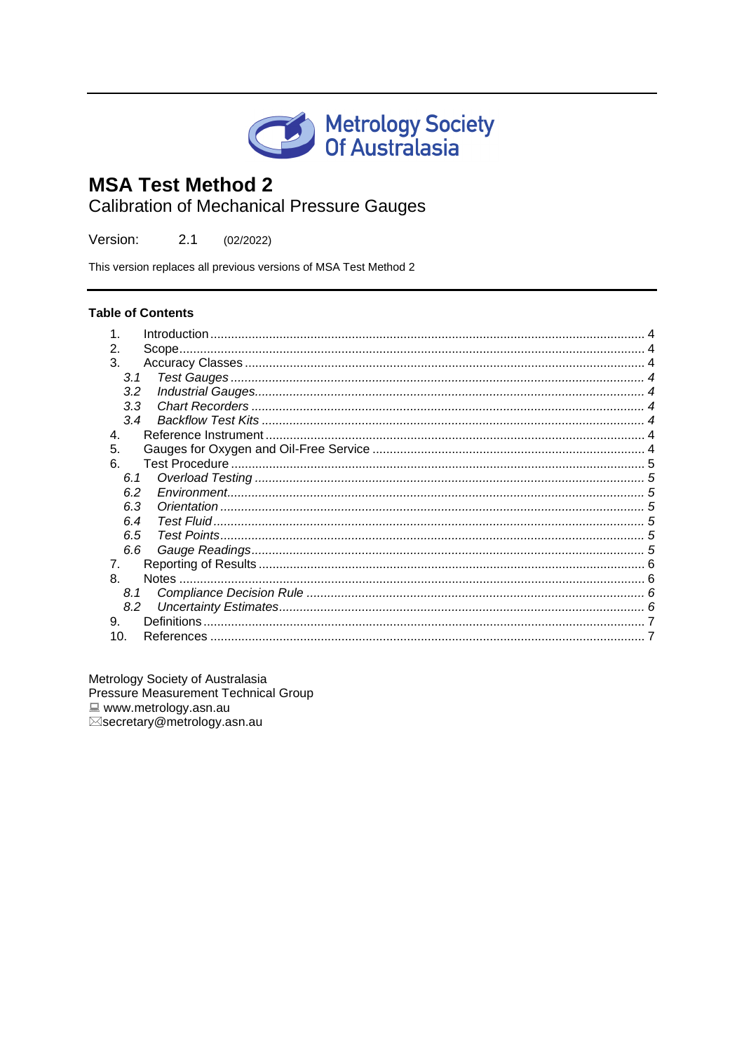Metrology Society Of Australasia

# MSA Test Method 2

## Calibration of Mechanical Pressure Gauges

Version: 2.1 (02/2022)

This version replaces all previous versions of MSA Test Method 2

---

**Table of Contents**

1. Introduction ........ 4
2. Scope ........ 4
3. Accuracy Classes ........ 4
   - *3.1 Test Gauges ........ 4*
   - *3.2 Industrial Gauges ........ 4*
   - *3.3 Chart Recorders ........ 4*
   - *3.4 Backflow Test Kits ........ 4*
4. Reference Instrument ........ 4
5. Gauges for Oxygen and Oil-Free Service ........ 4
6. Test Procedure ........ 5
   - *6.1 Overload Testing ........ 5*
   - *6.2 Environment ........ 5*
   - *6.3 Orientation ........ 5*
   - *6.4 Test Fluid ........ 5*
   - *6.5 Test Points ........ 5*
   - *6.6 Gauge Readings ........ 5*
7. Reporting of Results ........ 6
8. Notes ........ 6
   - *8.1 Compliance Decision Rule ........ 6*
   - *8.2 Uncertainty Estimates ........ 6*
9. Definitions ........ 7
10. References ........ 7

Metrology Society of Australasia
Pressure Measurement Technical Group
www.metrology.asn.au
secretary@metrology.asn.au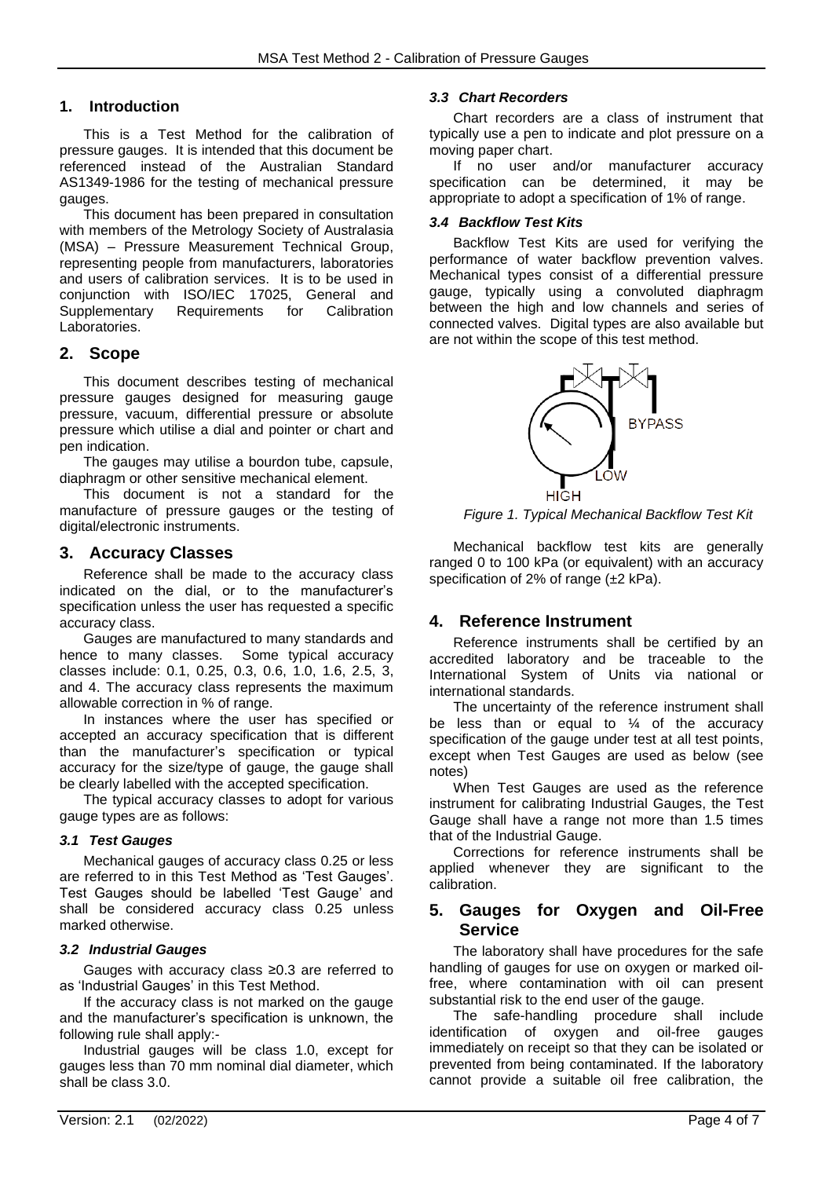## 1. Introduction

This is a Test Method for the calibration of pressure gauges. It is intended that this document be referenced instead of the Australian Standard AS1349-1986 for the testing of mechanical pressure gauges.

This document has been prepared in consultation with members of the Metrology Society of Australasia (MSA) – Pressure Measurement Technical Group, representing people from manufacturers, laboratories and users of calibration services. It is to be used in conjunction with ISO/IEC 17025, General and Supplementary Requirements for Calibration Laboratories.

## 2. Scope

This document describes testing of mechanical pressure gauges designed for measuring gauge pressure, vacuum, differential pressure or absolute pressure which utilise a dial and pointer or chart and pen indication.

The gauges may utilise a bourdon tube, capsule, diaphragm or other sensitive mechanical element.

This document is not a standard for the manufacture of pressure gauges or the testing of digital/electronic instruments.

## 3. Accuracy Classes

Reference shall be made to the accuracy class indicated on the dial, or to the manufacturer's specification unless the user has requested a specific accuracy class.

Gauges are manufactured to many standards and hence to many classes. Some typical accuracy classes include: 0.1, 0.25, 0.3, 0.6, 1.0, 1.6, 2.5, 3, and 4. The accuracy class represents the maximum allowable correction in % of range.

In instances where the user has specified or accepted an accuracy specification that is different than the manufacturer's specification or typical accuracy for the size/type of gauge, the gauge shall be clearly labelled with the accepted specification.

The typical accuracy classes to adopt for various gauge types are as follows:

### *3.1 Test Gauges*

Mechanical gauges of accuracy class 0.25 or less are referred to in this Test Method as 'Test Gauges'. Test Gauges should be labelled 'Test Gauge' and shall be considered accuracy class 0.25 unless marked otherwise.

### *3.2 Industrial Gauges*

Gauges with accuracy class ≥0.3 are referred to as 'Industrial Gauges' in this Test Method.

If the accuracy class is not marked on the gauge and the manufacturer's specification is unknown, the following rule shall apply:-

Industrial gauges will be class 1.0, except for gauges less than 70 mm nominal dial diameter, which shall be class 3.0.

### *3.3 Chart Recorders*

Chart recorders are a class of instrument that typically use a pen to indicate and plot pressure on a moving paper chart.

If no user and/or manufacturer accuracy specification can be determined, it may be appropriate to adopt a specification of 1% of range.

### *3.4 Backflow Test Kits*

Backflow Test Kits are used for verifying the performance of water backflow prevention valves. Mechanical types consist of a differential pressure gauge, typically using a convoluted diaphragm between the high and low channels and series of connected valves. Digital types are also available but are not within the scope of this test method.

*Figure 1. Typical Mechanical Backflow Test Kit*

Mechanical backflow test kits are generally ranged 0 to 100 kPa (or equivalent) with an accuracy specification of 2% of range (±2 kPa).

## 4. Reference Instrument

Reference instruments shall be certified by an accredited laboratory and be traceable to the International System of Units via national or international standards.

The uncertainty of the reference instrument shall be less than or equal to ¼ of the accuracy specification of the gauge under test at all test points, except when Test Gauges are used as below (see notes)

When Test Gauges are used as the reference instrument for calibrating Industrial Gauges, the Test Gauge shall have a range not more than 1.5 times that of the Industrial Gauge.

Corrections for reference instruments shall be applied whenever they are significant to the calibration.

## 5. Gauges for Oxygen and Oil-Free Service

The laboratory shall have procedures for the safe handling of gauges for use on oxygen or marked oil-free, where contamination with oil can present substantial risk to the end user of the gauge.

The safe-handling procedure shall include identification of oxygen and oil-free gauges immediately on receipt so that they can be isolated or prevented from being contaminated. If the laboratory cannot provide a suitable oil free calibration, the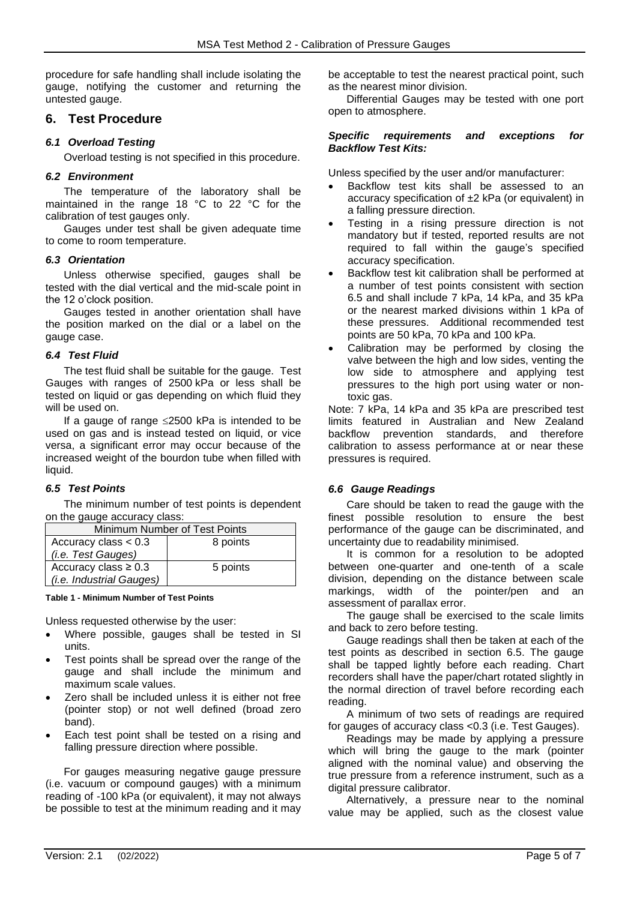procedure for safe handling shall include isolating the gauge, notifying the customer and returning the untested gauge.

## 6. Test Procedure

### *6.1 Overload Testing*

Overload testing is not specified in this procedure.

### *6.2 Environment*

The temperature of the laboratory shall be maintained in the range 18 °C to 22 °C for the calibration of test gauges only.

Gauges under test shall be given adequate time to come to room temperature.

### *6.3 Orientation*

Unless otherwise specified, gauges shall be tested with the dial vertical and the mid-scale point in the 12 o'clock position.

Gauges tested in another orientation shall have the position marked on the dial or a label on the gauge case.

### *6.4 Test Fluid*

The test fluid shall be suitable for the gauge. Test Gauges with ranges of 2500 kPa or less shall be tested on liquid or gas depending on which fluid they will be used on.

If a gauge of range ≤2500 kPa is intended to be used on gas and is instead tested on liquid, or vice versa, a significant error may occur because of the increased weight of the bourdon tube when filled with liquid.

### *6.5 Test Points*

The minimum number of test points is dependent on the gauge accuracy class:

| Minimum Number of Test Points | |
|---|---|
| Accuracy class < 0.3 *(i.e. Test Gauges)* | 8 points |
| Accuracy class ≥ 0.3 *(i.e. Industrial Gauges)* | 5 points |

**Table 1 - Minimum Number of Test Points**

Unless requested otherwise by the user:

- Where possible, gauges shall be tested in SI units.
- Test points shall be spread over the range of the gauge and shall include the minimum and maximum scale values.
- Zero shall be included unless it is either not free (pointer stop) or not well defined (broad zero band).
- Each test point shall be tested on a rising and falling pressure direction where possible.

For gauges measuring negative gauge pressure (i.e. vacuum or compound gauges) with a minimum reading of -100 kPa (or equivalent), it may not always be possible to test at the minimum reading and it may be acceptable to test the nearest practical point, such as the nearest minor division.

Differential Gauges may be tested with one port open to atmosphere.

***Specific requirements and exceptions for Backflow Test Kits:***

Unless specified by the user and/or manufacturer:

- Backflow test kits shall be assessed to an accuracy specification of ±2 kPa (or equivalent) in a falling pressure direction.
- Testing in a rising pressure direction is not mandatory but if tested, reported results are not required to fall within the gauge's specified accuracy specification.
- Backflow test kit calibration shall be performed at a number of test points consistent with section 6.5 and shall include 7 kPa, 14 kPa, and 35 kPa or the nearest marked divisions within 1 kPa of these pressures. Additional recommended test points are 50 kPa, 70 kPa and 100 kPa.
- Calibration may be performed by closing the valve between the high and low sides, venting the low side to atmosphere and applying test pressures to the high port using water or non-toxic gas.

Note: 7 kPa, 14 kPa and 35 kPa are prescribed test limits featured in Australian and New Zealand backflow prevention standards, and therefore calibration to assess performance at or near these pressures is required.

### *6.6 Gauge Readings*

Care should be taken to read the gauge with the finest possible resolution to ensure the best performance of the gauge can be discriminated, and uncertainty due to readability minimised.

It is common for a resolution to be adopted between one-quarter and one-tenth of a scale division, depending on the distance between scale markings, width of the pointer/pen and an assessment of parallax error.

The gauge shall be exercised to the scale limits and back to zero before testing.

Gauge readings shall then be taken at each of the test points as described in section 6.5. The gauge shall be tapped lightly before each reading. Chart recorders shall have the paper/chart rotated slightly in the normal direction of travel before recording each reading.

A minimum of two sets of readings are required for gauges of accuracy class <0.3 (i.e. Test Gauges).

Readings may be made by applying a pressure which will bring the gauge to the mark (pointer aligned with the nominal value) and observing the true pressure from a reference instrument, such as a digital pressure calibrator.

Alternatively, a pressure near to the nominal value may be applied, such as the closest value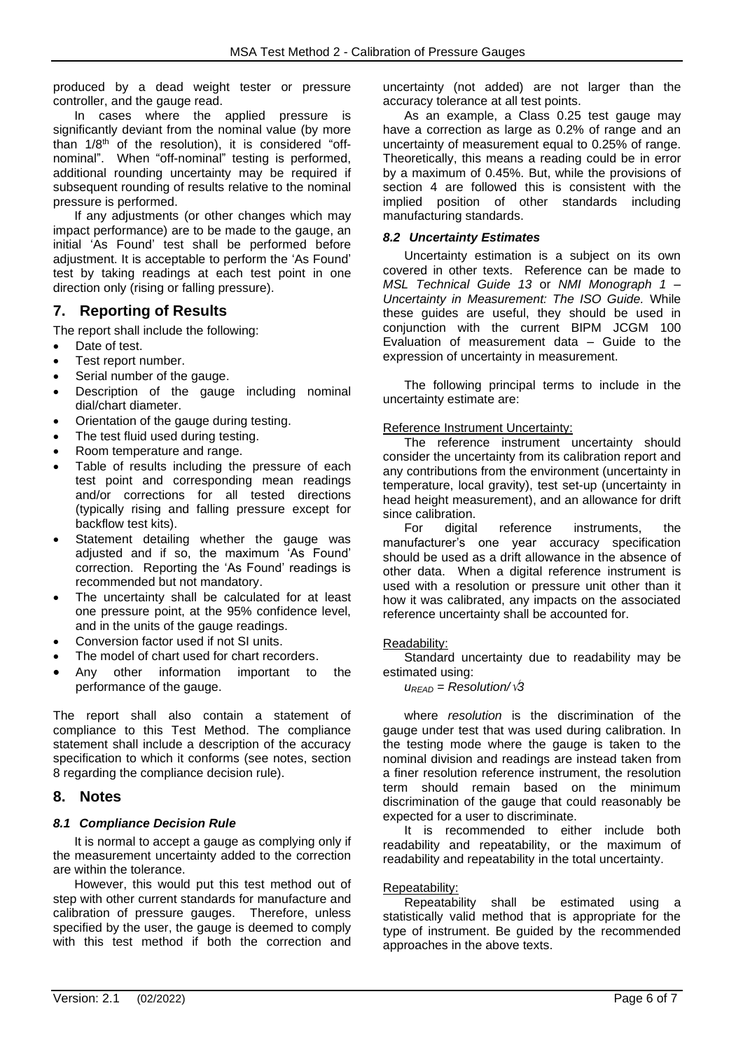produced by a dead weight tester or pressure controller, and the gauge read.

In cases where the applied pressure is significantly deviant from the nominal value (by more than 1/8th of the resolution), it is considered "off-nominal". When "off-nominal" testing is performed, additional rounding uncertainty may be required if subsequent rounding of results relative to the nominal pressure is performed.

If any adjustments (or other changes which may impact performance) are to be made to the gauge, an initial 'As Found' test shall be performed before adjustment. It is acceptable to perform the 'As Found' test by taking readings at each test point in one direction only (rising or falling pressure).

## 7. Reporting of Results

The report shall include the following:

- Date of test.
- Test report number.
- Serial number of the gauge.
- Description of the gauge including nominal dial/chart diameter.
- Orientation of the gauge during testing.
- The test fluid used during testing.
- Room temperature and range.
- Table of results including the pressure of each test point and corresponding mean readings and/or corrections for all tested directions (typically rising and falling pressure except for backflow test kits).
- Statement detailing whether the gauge was adjusted and if so, the maximum 'As Found' correction. Reporting the 'As Found' readings is recommended but not mandatory.
- The uncertainty shall be calculated for at least one pressure point, at the 95% confidence level, and in the units of the gauge readings.
- Conversion factor used if not SI units.
- The model of chart used for chart recorders.
- Any other information important to the performance of the gauge.

The report shall also contain a statement of compliance to this Test Method. The compliance statement shall include a description of the accuracy specification to which it conforms (see notes, section 8 regarding the compliance decision rule).

## 8. Notes

### *8.1 Compliance Decision Rule*

It is normal to accept a gauge as complying only if the measurement uncertainty added to the correction are within the tolerance.

However, this would put this test method out of step with other current standards for manufacture and calibration of pressure gauges. Therefore, unless specified by the user, the gauge is deemed to comply with this test method if both the correction and uncertainty (not added) are not larger than the accuracy tolerance at all test points.

As an example, a Class 0.25 test gauge may have a correction as large as 0.2% of range and an uncertainty of measurement equal to 0.25% of range. Theoretically, this means a reading could be in error by a maximum of 0.45%. But, while the provisions of section 4 are followed this is consistent with the implied position of other standards including manufacturing standards.

### *8.2 Uncertainty Estimates*

Uncertainty estimation is a subject on its own covered in other texts. Reference can be made to *MSL Technical Guide 13* or *NMI Monograph 1 – Uncertainty in Measurement: The ISO Guide.* While these guides are useful, they should be used in conjunction with the current BIPM JCGM 100 Evaluation of measurement data – Guide to the expression of uncertainty in measurement.

The following principal terms to include in the uncertainty estimate are:

Reference Instrument Uncertainty:

The reference instrument uncertainty should consider the uncertainty from its calibration report and any contributions from the environment (uncertainty in temperature, local gravity), test set-up (uncertainty in head height measurement), and an allowance for drift since calibration.

For digital reference instruments, the manufacturer's one year accuracy specification should be used as a drift allowance in the absence of other data. When a digital reference instrument is used with a resolution or pressure unit other than it how it was calibrated, any impacts on the associated reference uncertainty shall be accounted for.

Readability:

Standard uncertainty due to readability may be estimated using:

$u_{READ} = Resolution/\sqrt{3}$

where *resolution* is the discrimination of the gauge under test that was used during calibration. In the testing mode where the gauge is taken to the nominal division and readings are instead taken from a finer resolution reference instrument, the resolution term should remain based on the minimum discrimination of the gauge that could reasonably be expected for a user to discriminate.

It is recommended to either include both readability and repeatability, or the maximum of readability and repeatability in the total uncertainty.

Repeatability:

Repeatability shall be estimated using a statistically valid method that is appropriate for the type of instrument. Be guided by the recommended approaches in the above texts.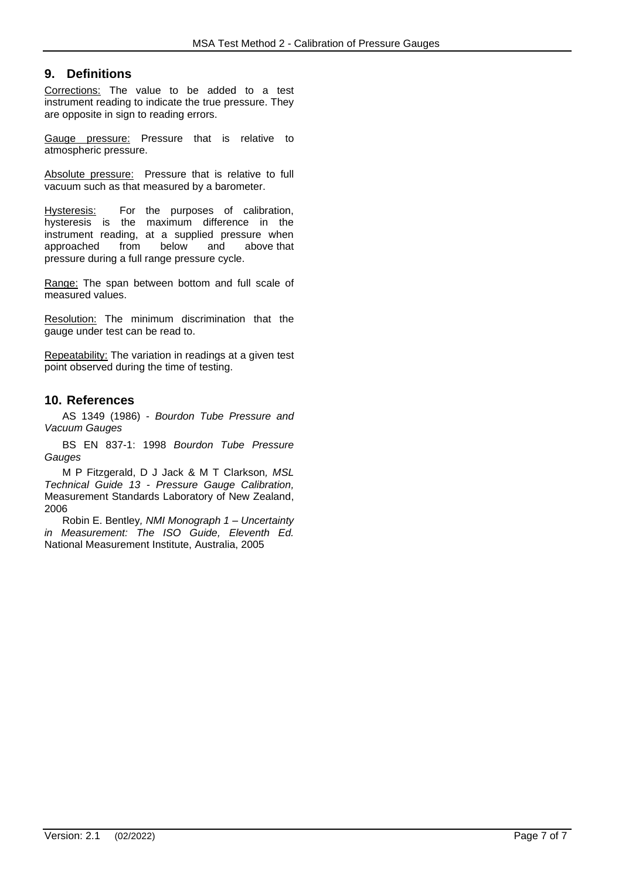## 9. Definitions

Corrections: The value to be added to a test instrument reading to indicate the true pressure. They are opposite in sign to reading errors.

Gauge pressure: Pressure that is relative to atmospheric pressure.

Absolute pressure: Pressure that is relative to full vacuum such as that measured by a barometer.

Hysteresis: For the purposes of calibration, hysteresis is the maximum difference in the instrument reading, at a supplied pressure when approached from below and above that pressure during a full range pressure cycle.

Range: The span between bottom and full scale of measured values.

Resolution: The minimum discrimination that the gauge under test can be read to.

Repeatability: The variation in readings at a given test point observed during the time of testing.

## 10. References

AS 1349 (1986) - *Bourdon Tube Pressure and Vacuum Gauges*

BS EN 837-1: 1998 *Bourdon Tube Pressure Gauges*

M P Fitzgerald, D J Jack & M T Clarkson*, MSL Technical Guide 13 - Pressure Gauge Calibration,* Measurement Standards Laboratory of New Zealand, 2006

Robin E. Bentley*, NMI Monograph 1 – Uncertainty in Measurement: The ISO Guide, Eleventh Ed.* National Measurement Institute, Australia, 2005